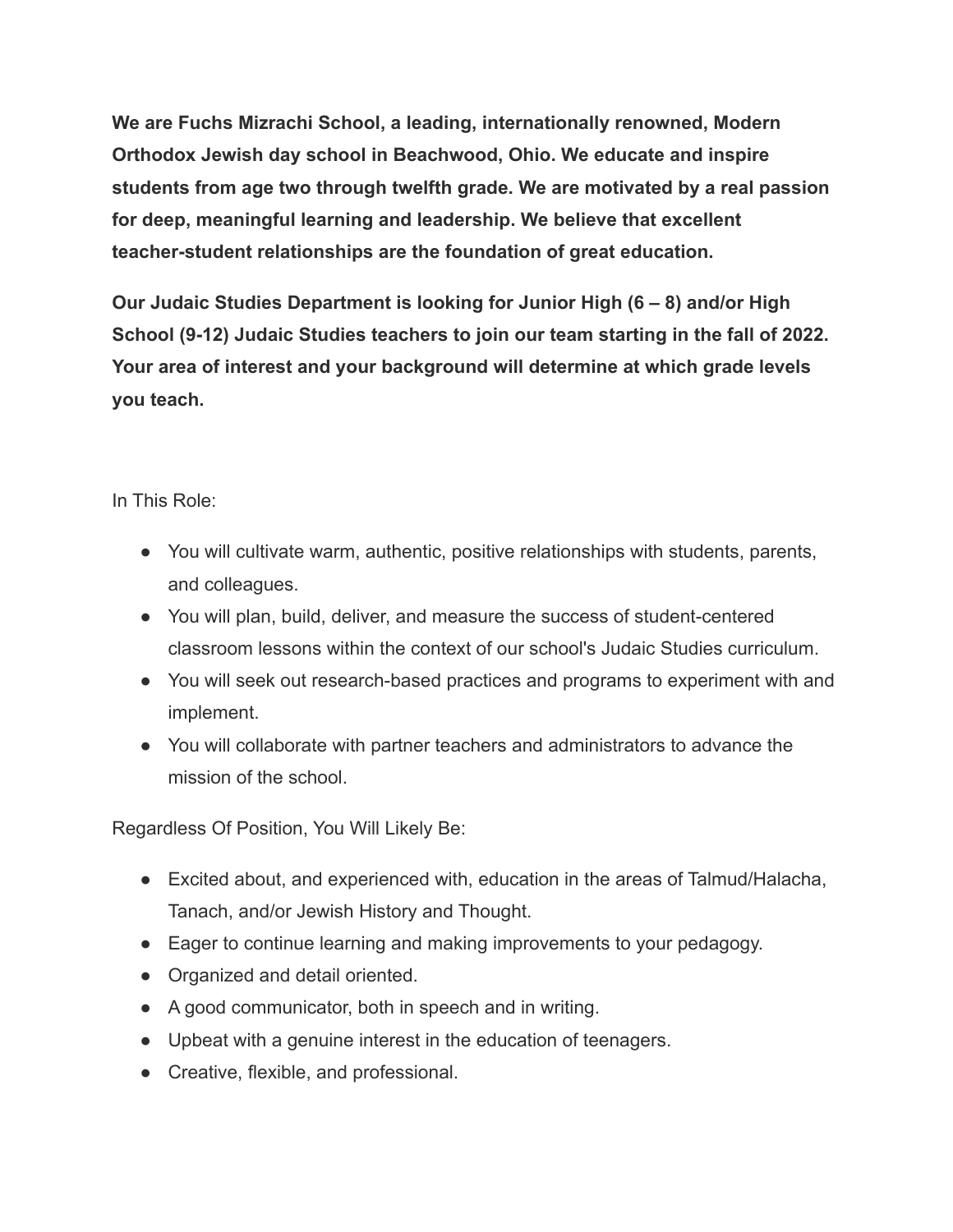**We are Fuchs Mizrachi School, a leading, internationally renowned, Modern Orthodox Jewish day school in Beachwood, Ohio. We educate and inspire students from age two through twelfth grade. We are motivated by a real passion for deep, meaningful learning and leadership. We believe that excellent teacher-student relationships are the foundation of great education.**

**Our Judaic Studies Department is looking for Junior High (6 – 8) and/or High School (9-12) Judaic Studies teachers to join our team starting in the fall of 2022. Your area of interest and your background will determine at which grade levels you teach.**

In This Role:

- You will cultivate warm, authentic, positive relationships with students, parents, and colleagues.
- You will plan, build, deliver, and measure the success of student-centered classroom lessons within the context of our school's Judaic Studies curriculum.
- You will seek out research-based practices and programs to experiment with and implement.
- You will collaborate with partner teachers and administrators to advance the mission of the school.

Regardless Of Position, You Will Likely Be:

- Excited about, and experienced with, education in the areas of Talmud/Halacha, Tanach, and/or Jewish History and Thought.
- Eager to continue learning and making improvements to your pedagogy.
- Organized and detail oriented.
- A good communicator, both in speech and in writing.
- Upbeat with a genuine interest in the education of teenagers.
- Creative, flexible, and professional.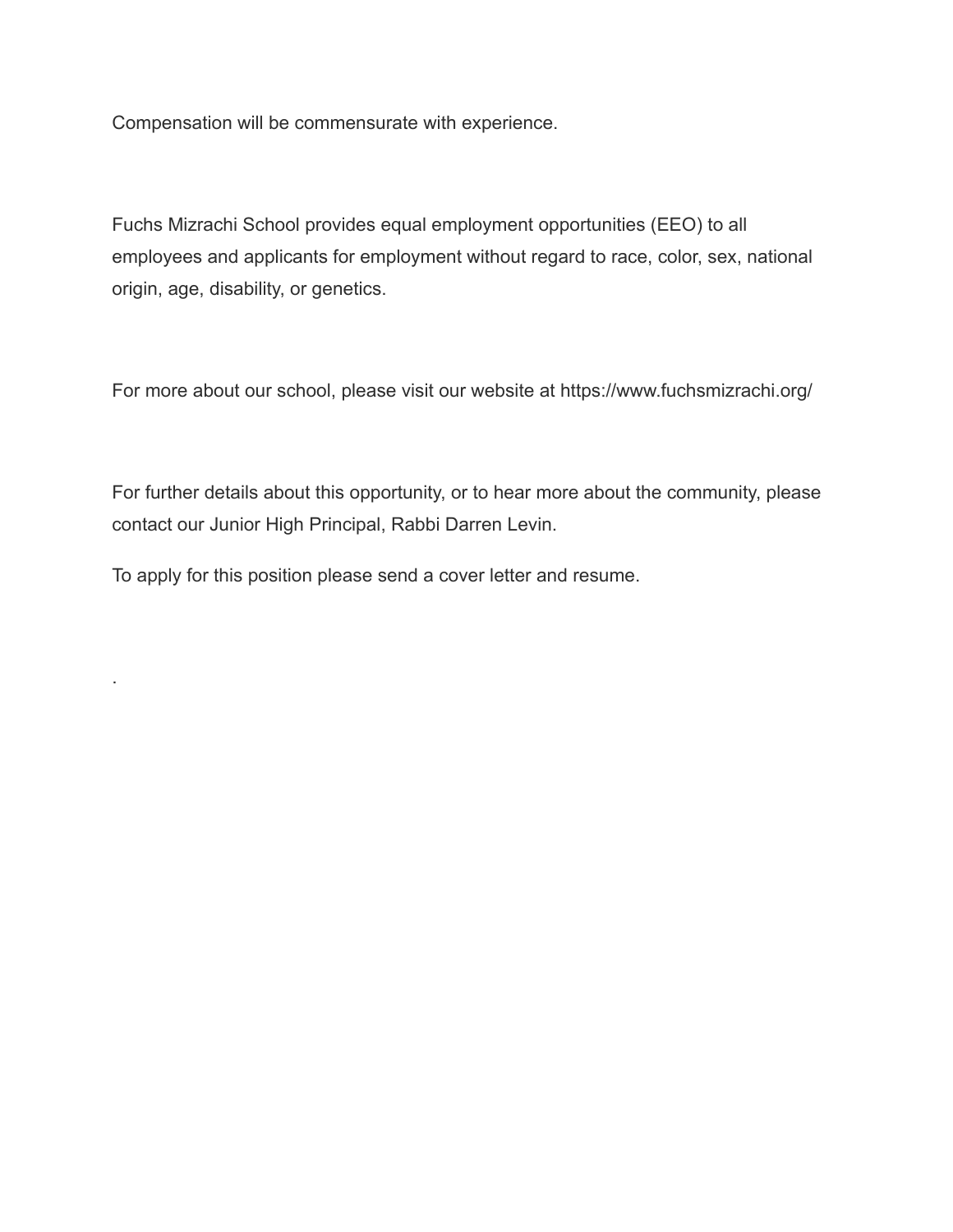Compensation will be commensurate with experience.

Fuchs Mizrachi School provides equal employment opportunities (EEO) to all employees and applicants for employment without regard to race, color, sex, national origin, age, disability, or genetics.

For more about our school, please visit our website at https://www.fuchsmizrachi.org/

For further details about this opportunity, or to hear more about the community, please contact our Junior High Principal, Rabbi Darren Levin.

To apply for this position please send a cover letter and resume.

.